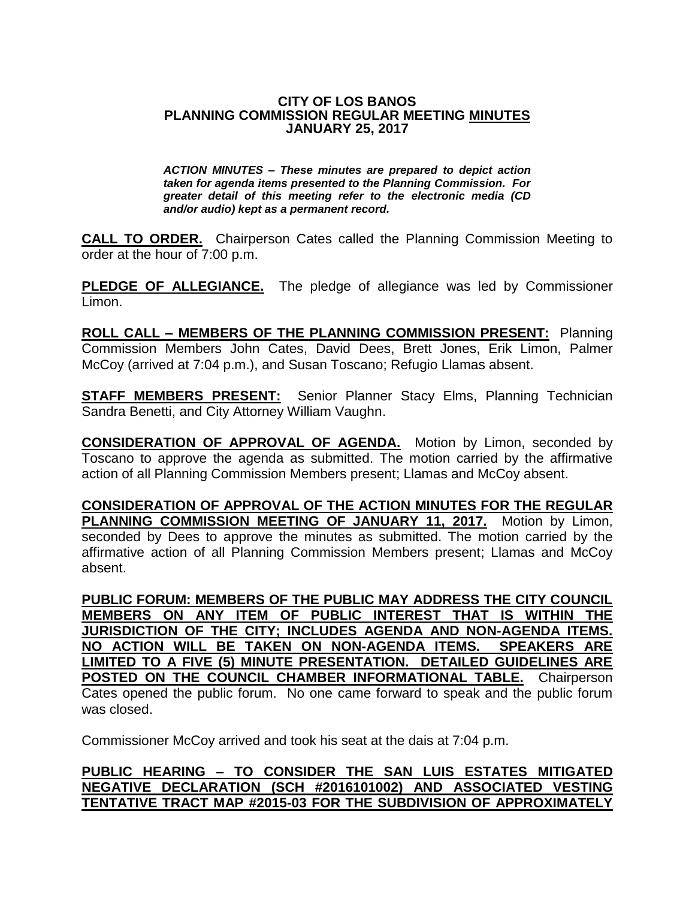**CITY OF LOS BANOS**
**PLANNING COMMISSION REGULAR MEETING MINUTES**
**JANUARY 25, 2017**

***ACTION MINUTES – These minutes are prepared to depict action taken for agenda items presented to the Planning Commission. For greater detail of this meeting refer to the electronic media (CD and/or audio) kept as a permanent record.***

**CALL TO ORDER.** Chairperson Cates called the Planning Commission Meeting to order at the hour of 7:00 p.m.

**PLEDGE OF ALLEGIANCE.** The pledge of allegiance was led by Commissioner Limon.

**ROLL CALL – MEMBERS OF THE PLANNING COMMISSION PRESENT:** Planning Commission Members John Cates, David Dees, Brett Jones, Erik Limon, Palmer McCoy (arrived at 7:04 p.m.), and Susan Toscano; Refugio Llamas absent.

**STAFF MEMBERS PRESENT:** Senior Planner Stacy Elms, Planning Technician Sandra Benetti, and City Attorney William Vaughn.

**CONSIDERATION OF APPROVAL OF AGENDA.** Motion by Limon, seconded by Toscano to approve the agenda as submitted. The motion carried by the affirmative action of all Planning Commission Members present; Llamas and McCoy absent.

**CONSIDERATION OF APPROVAL OF THE ACTION MINUTES FOR THE REGULAR PLANNING COMMISSION MEETING OF JANUARY 11, 2017.** Motion by Limon, seconded by Dees to approve the minutes as submitted. The motion carried by the affirmative action of all Planning Commission Members present; Llamas and McCoy absent.

**PUBLIC FORUM: MEMBERS OF THE PUBLIC MAY ADDRESS THE CITY COUNCIL MEMBERS ON ANY ITEM OF PUBLIC INTEREST THAT IS WITHIN THE JURISDICTION OF THE CITY; INCLUDES AGENDA AND NON-AGENDA ITEMS. NO ACTION WILL BE TAKEN ON NON-AGENDA ITEMS. SPEAKERS ARE LIMITED TO A FIVE (5) MINUTE PRESENTATION. DETAILED GUIDELINES ARE POSTED ON THE COUNCIL CHAMBER INFORMATIONAL TABLE.** Chairperson Cates opened the public forum. No one came forward to speak and the public forum was closed.

Commissioner McCoy arrived and took his seat at the dais at 7:04 p.m.

**PUBLIC HEARING – TO CONSIDER THE SAN LUIS ESTATES MITIGATED NEGATIVE DECLARATION (SCH #2016101002) AND ASSOCIATED VESTING TENTATIVE TRACT MAP #2015-03 FOR THE SUBDIVISION OF APPROXIMATELY**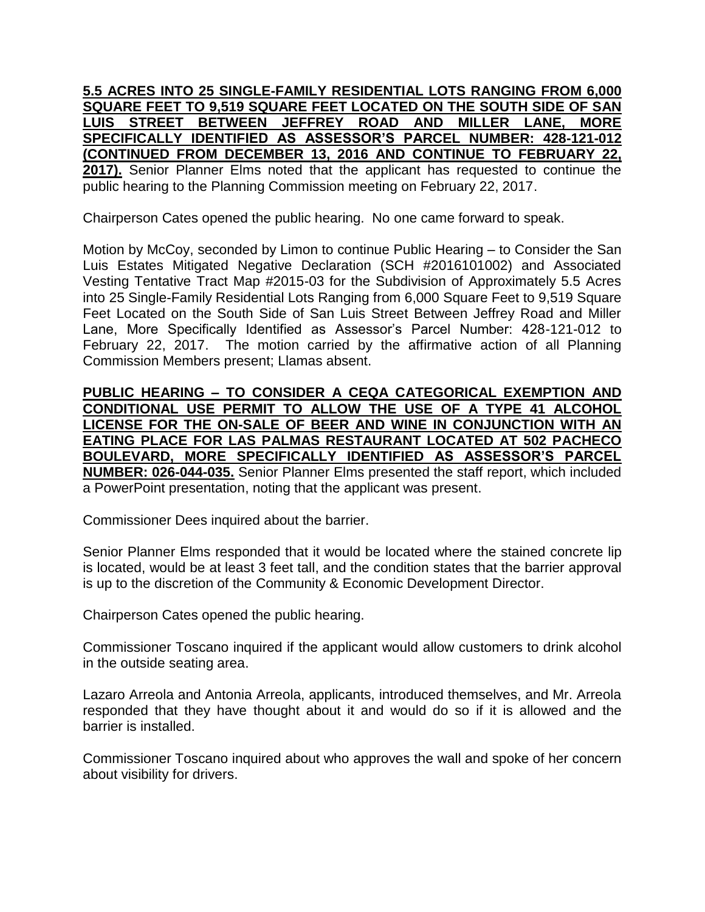**5.5 ACRES INTO 25 SINGLE-FAMILY RESIDENTIAL LOTS RANGING FROM 6,000 SQUARE FEET TO 9,519 SQUARE FEET LOCATED ON THE SOUTH SIDE OF SAN LUIS STREET BETWEEN JEFFREY ROAD AND MILLER LANE, MORE SPECIFICALLY IDENTIFIED AS ASSESSOR'S PARCEL NUMBER: 428-121-012 (CONTINUED FROM DECEMBER 13, 2016 AND CONTINUE TO FEBRUARY 22, 2017).** Senior Planner Elms noted that the applicant has requested to continue the public hearing to the Planning Commission meeting on February 22, 2017.

Chairperson Cates opened the public hearing. No one came forward to speak.

Motion by McCoy, seconded by Limon to continue Public Hearing – to Consider the San Luis Estates Mitigated Negative Declaration (SCH #2016101002) and Associated Vesting Tentative Tract Map #2015-03 for the Subdivision of Approximately 5.5 Acres into 25 Single-Family Residential Lots Ranging from 6,000 Square Feet to 9,519 Square Feet Located on the South Side of San Luis Street Between Jeffrey Road and Miller Lane, More Specifically Identified as Assessor's Parcel Number: 428-121-012 to February 22, 2017. The motion carried by the affirmative action of all Planning Commission Members present; Llamas absent.

**PUBLIC HEARING – TO CONSIDER A CEQA CATEGORICAL EXEMPTION AND CONDITIONAL USE PERMIT TO ALLOW THE USE OF A TYPE 41 ALCOHOL LICENSE FOR THE ON-SALE OF BEER AND WINE IN CONJUNCTION WITH AN EATING PLACE FOR LAS PALMAS RESTAURANT LOCATED AT 502 PACHECO BOULEVARD, MORE SPECIFICALLY IDENTIFIED AS ASSESSOR'S PARCEL NUMBER: 026-044-035.** Senior Planner Elms presented the staff report, which included a PowerPoint presentation, noting that the applicant was present.

Commissioner Dees inquired about the barrier.

Senior Planner Elms responded that it would be located where the stained concrete lip is located, would be at least 3 feet tall, and the condition states that the barrier approval is up to the discretion of the Community & Economic Development Director.

Chairperson Cates opened the public hearing.

Commissioner Toscano inquired if the applicant would allow customers to drink alcohol in the outside seating area.

Lazaro Arreola and Antonia Arreola, applicants, introduced themselves, and Mr. Arreola responded that they have thought about it and would do so if it is allowed and the barrier is installed.

Commissioner Toscano inquired about who approves the wall and spoke of her concern about visibility for drivers.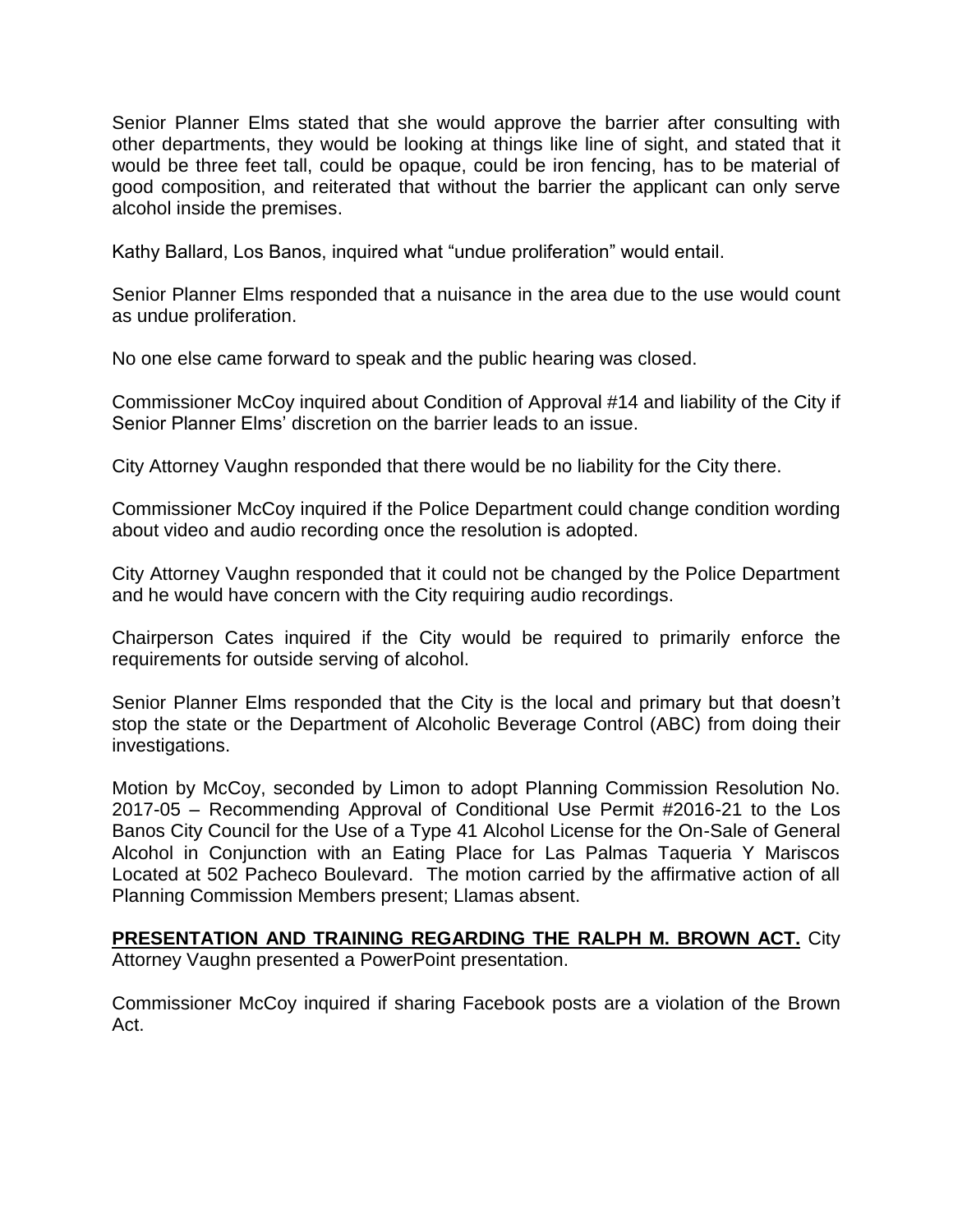Senior Planner Elms stated that she would approve the barrier after consulting with other departments, they would be looking at things like line of sight, and stated that it would be three feet tall, could be opaque, could be iron fencing, has to be material of good composition, and reiterated that without the barrier the applicant can only serve alcohol inside the premises.

Kathy Ballard, Los Banos, inquired what "undue proliferation" would entail.

Senior Planner Elms responded that a nuisance in the area due to the use would count as undue proliferation.

No one else came forward to speak and the public hearing was closed.

Commissioner McCoy inquired about Condition of Approval #14 and liability of the City if Senior Planner Elms' discretion on the barrier leads to an issue.

City Attorney Vaughn responded that there would be no liability for the City there.

Commissioner McCoy inquired if the Police Department could change condition wording about video and audio recording once the resolution is adopted.

City Attorney Vaughn responded that it could not be changed by the Police Department and he would have concern with the City requiring audio recordings.

Chairperson Cates inquired if the City would be required to primarily enforce the requirements for outside serving of alcohol.

Senior Planner Elms responded that the City is the local and primary but that doesn't stop the state or the Department of Alcoholic Beverage Control (ABC) from doing their investigations.

Motion by McCoy, seconded by Limon to adopt Planning Commission Resolution No. 2017-05 – Recommending Approval of Conditional Use Permit #2016-21 to the Los Banos City Council for the Use of a Type 41 Alcohol License for the On-Sale of General Alcohol in Conjunction with an Eating Place for Las Palmas Taqueria Y Mariscos Located at 502 Pacheco Boulevard. The motion carried by the affirmative action of all Planning Commission Members present; Llamas absent.

**PRESENTATION AND TRAINING REGARDING THE RALPH M. BROWN ACT.** City Attorney Vaughn presented a PowerPoint presentation.

Commissioner McCoy inquired if sharing Facebook posts are a violation of the Brown Act.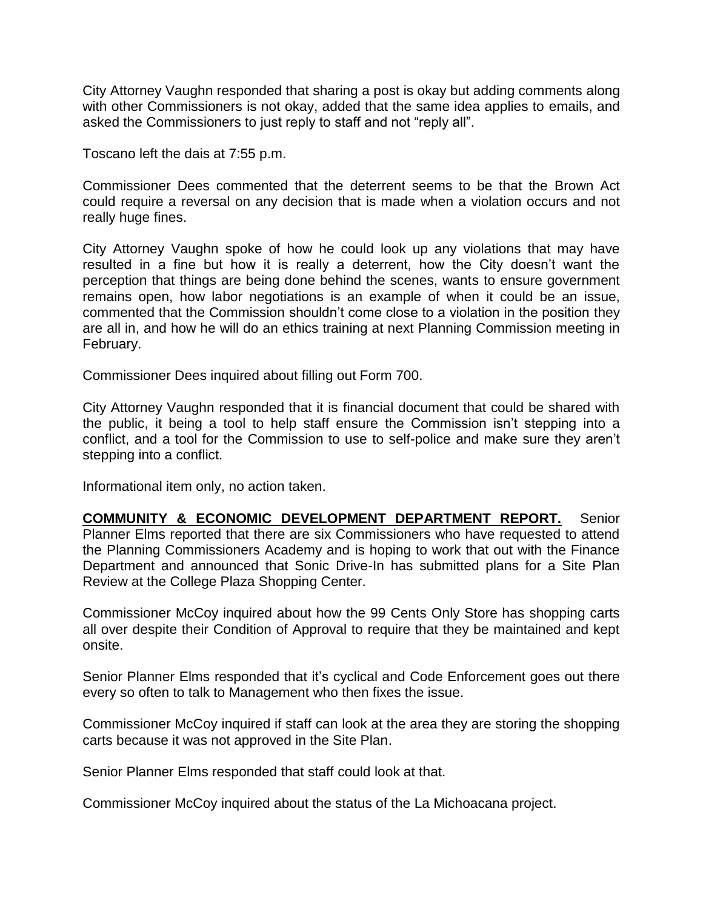City Attorney Vaughn responded that sharing a post is okay but adding comments along with other Commissioners is not okay, added that the same idea applies to emails, and asked the Commissioners to just reply to staff and not "reply all".

Toscano left the dais at 7:55 p.m.

Commissioner Dees commented that the deterrent seems to be that the Brown Act could require a reversal on any decision that is made when a violation occurs and not really huge fines.

City Attorney Vaughn spoke of how he could look up any violations that may have resulted in a fine but how it is really a deterrent, how the City doesn't want the perception that things are being done behind the scenes, wants to ensure government remains open, how labor negotiations is an example of when it could be an issue, commented that the Commission shouldn't come close to a violation in the position they are all in, and how he will do an ethics training at next Planning Commission meeting in February.

Commissioner Dees inquired about filling out Form 700.

City Attorney Vaughn responded that it is financial document that could be shared with the public, it being a tool to help staff ensure the Commission isn't stepping into a conflict, and a tool for the Commission to use to self-police and make sure they aren't stepping into a conflict.

Informational item only, no action taken.

**COMMUNITY & ECONOMIC DEVELOPMENT DEPARTMENT REPORT.** Senior Planner Elms reported that there are six Commissioners who have requested to attend the Planning Commissioners Academy and is hoping to work that out with the Finance Department and announced that Sonic Drive-In has submitted plans for a Site Plan Review at the College Plaza Shopping Center.

Commissioner McCoy inquired about how the 99 Cents Only Store has shopping carts all over despite their Condition of Approval to require that they be maintained and kept onsite.

Senior Planner Elms responded that it's cyclical and Code Enforcement goes out there every so often to talk to Management who then fixes the issue.

Commissioner McCoy inquired if staff can look at the area they are storing the shopping carts because it was not approved in the Site Plan.

Senior Planner Elms responded that staff could look at that.

Commissioner McCoy inquired about the status of the La Michoacana project.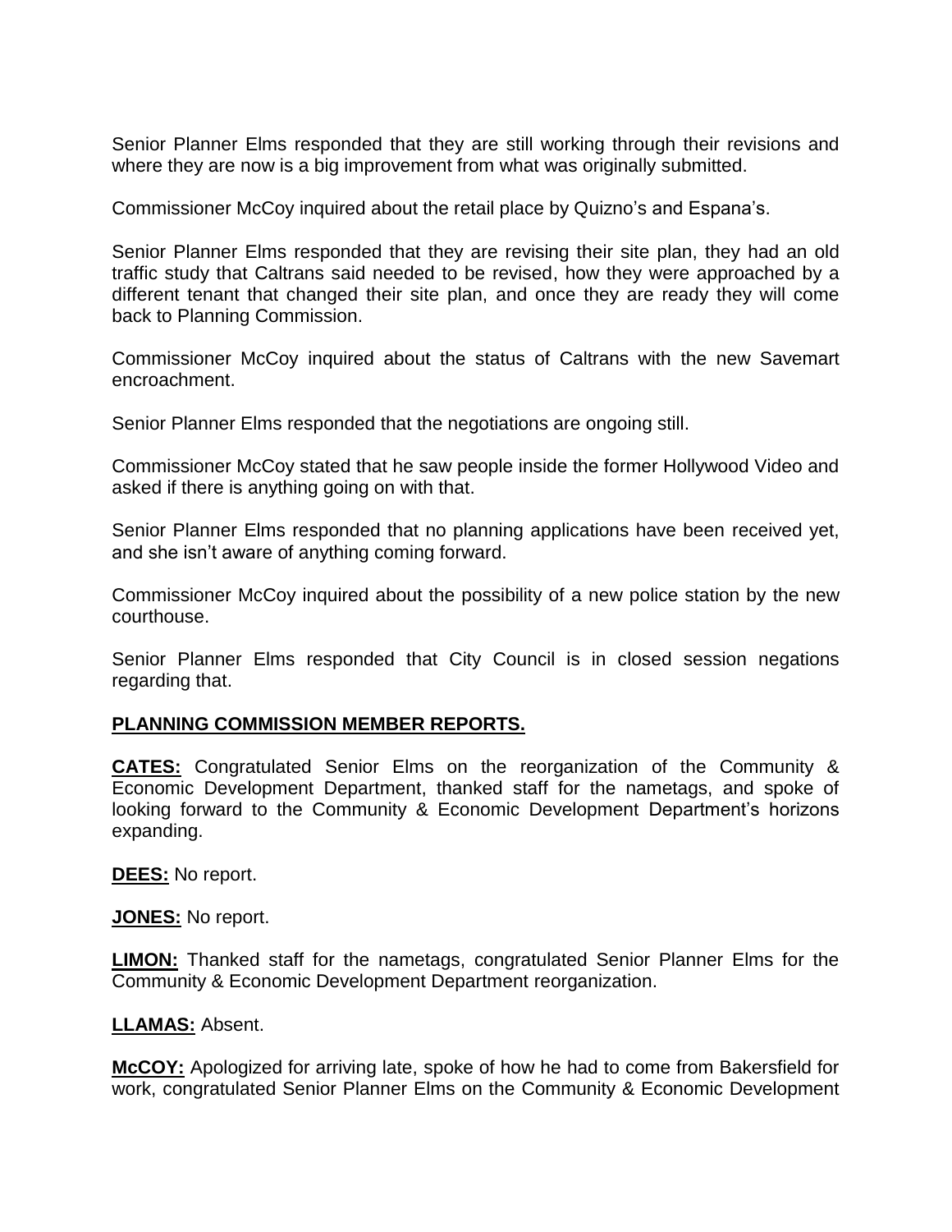Senior Planner Elms responded that they are still working through their revisions and where they are now is a big improvement from what was originally submitted.

Commissioner McCoy inquired about the retail place by Quizno's and Espana's.

Senior Planner Elms responded that they are revising their site plan, they had an old traffic study that Caltrans said needed to be revised, how they were approached by a different tenant that changed their site plan, and once they are ready they will come back to Planning Commission.

Commissioner McCoy inquired about the status of Caltrans with the new Savemart encroachment.

Senior Planner Elms responded that the negotiations are ongoing still.

Commissioner McCoy stated that he saw people inside the former Hollywood Video and asked if there is anything going on with that.

Senior Planner Elms responded that no planning applications have been received yet, and she isn't aware of anything coming forward.

Commissioner McCoy inquired about the possibility of a new police station by the new courthouse.

Senior Planner Elms responded that City Council is in closed session negations regarding that.

**PLANNING COMMISSION MEMBER REPORTS.**

**CATES:** Congratulated Senior Elms on the reorganization of the Community & Economic Development Department, thanked staff for the nametags, and spoke of looking forward to the Community & Economic Development Department's horizons expanding.

**DEES:** No report.

**JONES:** No report.

**LIMON:** Thanked staff for the nametags, congratulated Senior Planner Elms for the Community & Economic Development Department reorganization.

**LLAMAS:** Absent.

**McCOY:** Apologized for arriving late, spoke of how he had to come from Bakersfield for work, congratulated Senior Planner Elms on the Community & Economic Development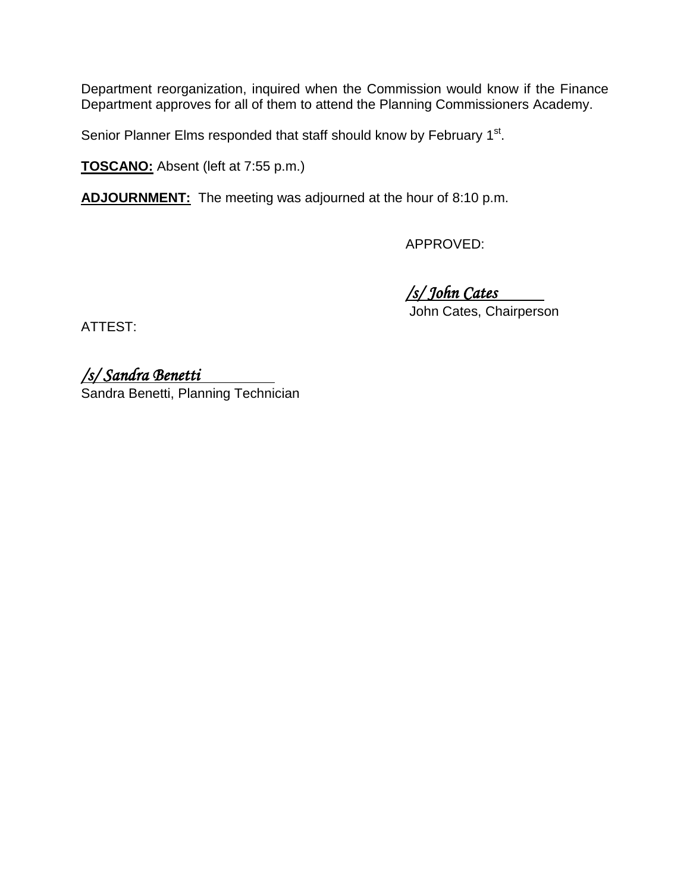Department reorganization, inquired when the Commission would know if the Finance Department approves for all of them to attend the Planning Commissioners Academy.

Senior Planner Elms responded that staff should know by February 1st.

**TOSCANO:** Absent (left at 7:55 p.m.)

**ADJOURNMENT:** The meeting was adjourned at the hour of 8:10 p.m.

APPROVED:

*/s/ John Cates*
John Cates, Chairperson

ATTEST:

*/s/ Sandra Benetti*
Sandra Benetti, Planning Technician